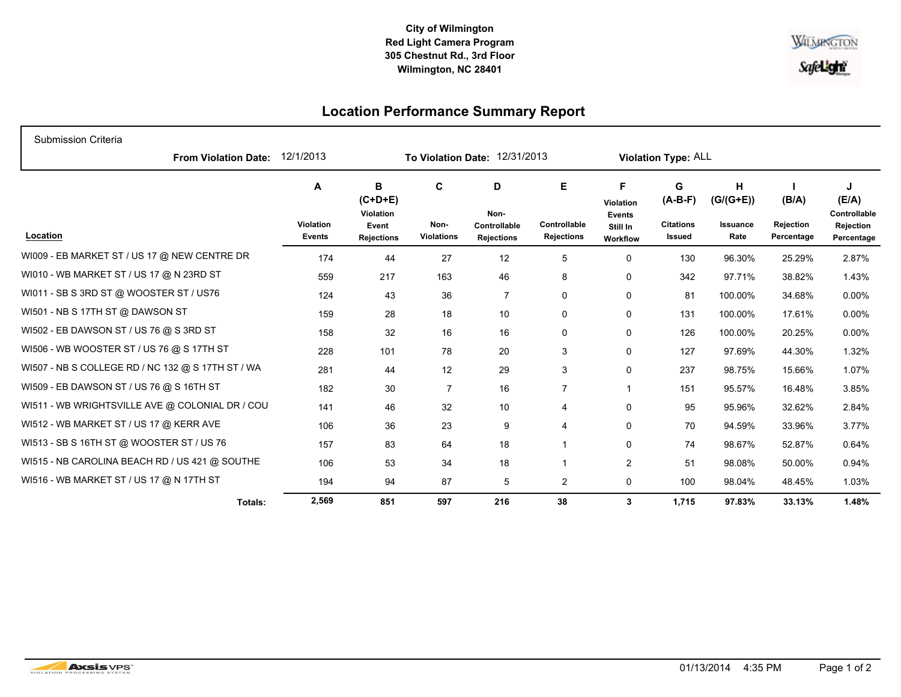**City of Wilmington**
**Red Light Camera Program**
**305 Chestnut Rd., 3rd Floor**
**Wilmington, NC 28401**

# Location Performance Summary Report

Submission Criteria

**From Violation Date:** 12/1/2013 **To Violation Date:** 12/31/2013 **Violation Type:** ALL

| Location | A<br>Violation Events | B (C+D+E)<br>Violation Event Rejections | C<br>Non-Violations | D<br>Non-Controllable Rejections | E<br>Controllable Rejections | F<br>Violation Events Still In Workflow | G (A-B-F)<br>Citations Issued | H (G/(G+E))<br>Issuance Rate | I (B/A)<br>Rejection Percentage | J (E/A)<br>Controllable Rejection Percentage |
|---|---|---|---|---|---|---|---|---|---|---|
| WI009 - EB MARKET ST / US 17 @ NEW CENTRE DR | 174 | 44 | 27 | 12 | 5 | 0 | 130 | 96.30% | 25.29% | 2.87% |
| WI010 - WB MARKET ST / US 17 @ N 23RD ST | 559 | 217 | 163 | 46 | 8 | 0 | 342 | 97.71% | 38.82% | 1.43% |
| WI011 - SB S 3RD ST @ WOOSTER ST / US76 | 124 | 43 | 36 | 7 | 0 | 0 | 81 | 100.00% | 34.68% | 0.00% |
| WI501 - NB S 17TH ST @ DAWSON ST | 159 | 28 | 18 | 10 | 0 | 0 | 131 | 100.00% | 17.61% | 0.00% |
| WI502 - EB DAWSON ST / US 76 @ S 3RD ST | 158 | 32 | 16 | 16 | 0 | 0 | 126 | 100.00% | 20.25% | 0.00% |
| WI506 - WB WOOSTER ST / US 76 @ S 17TH ST | 228 | 101 | 78 | 20 | 3 | 0 | 127 | 97.69% | 44.30% | 1.32% |
| WI507 - NB S COLLEGE RD / NC 132 @ S 17TH ST / WA | 281 | 44 | 12 | 29 | 3 | 0 | 237 | 98.75% | 15.66% | 1.07% |
| WI509 - EB DAWSON ST / US 76 @ S 16TH ST | 182 | 30 | 7 | 16 | 7 | 1 | 151 | 95.57% | 16.48% | 3.85% |
| WI511 - WB WRIGHTSVILLE AVE @ COLONIAL DR / COU | 141 | 46 | 32 | 10 | 4 | 0 | 95 | 95.96% | 32.62% | 2.84% |
| WI512 - WB MARKET ST / US 17 @ KERR AVE | 106 | 36 | 23 | 9 | 4 | 0 | 70 | 94.59% | 33.96% | 3.77% |
| WI513 - SB S 16TH ST @ WOOSTER ST / US 76 | 157 | 83 | 64 | 18 | 1 | 0 | 74 | 98.67% | 52.87% | 0.64% |
| WI515 - NB CAROLINA BEACH RD / US 421 @ SOUTHE | 106 | 53 | 34 | 18 | 1 | 2 | 51 | 98.08% | 50.00% | 0.94% |
| WI516 - WB MARKET ST / US 17 @ N 17TH ST | 194 | 94 | 87 | 5 | 2 | 0 | 100 | 98.04% | 48.45% | 1.03% |
| **Totals:** | **2,569** | **851** | **597** | **216** | **38** | **3** | **1,715** | **97.83%** | **33.13%** | **1.48%** |

01/13/2014 4:35 PM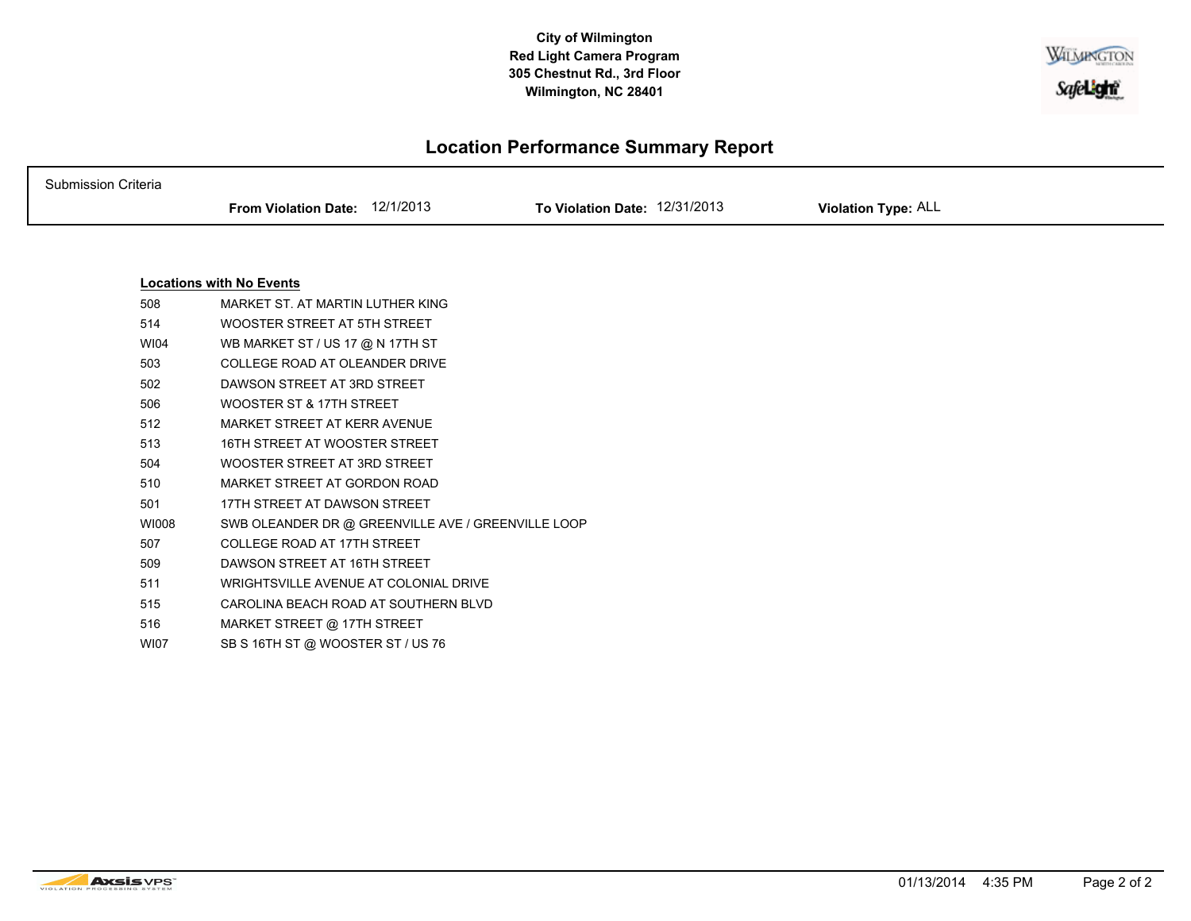City of Wilmington
Red Light Camera Program
305 Chestnut Rd., 3rd Floor
Wilmington, NC 28401

# Location Performance Summary Report

Submission Criteria

**From Violation Date:** 12/1/2013 **To Violation Date:** 12/31/2013 **Violation Type:** ALL

**Locations with No Events**

| | |
|---|---|
| 508 | MARKET ST. AT MARTIN LUTHER KING |
| 514 | WOOSTER STREET AT 5TH STREET |
| WI04 | WB MARKET ST / US 17 @ N 17TH ST |
| 503 | COLLEGE ROAD AT OLEANDER DRIVE |
| 502 | DAWSON STREET AT 3RD STREET |
| 506 | WOOSTER ST & 17TH STREET |
| 512 | MARKET STREET AT KERR AVENUE |
| 513 | 16TH STREET AT WOOSTER STREET |
| 504 | WOOSTER STREET AT 3RD STREET |
| 510 | MARKET STREET AT GORDON ROAD |
| 501 | 17TH STREET AT DAWSON STREET |
| WI008 | SWB OLEANDER DR @ GREENVILLE AVE / GREENVILLE LOOP |
| 507 | COLLEGE ROAD AT 17TH STREET |
| 509 | DAWSON STREET AT 16TH STREET |
| 511 | WRIGHTSVILLE AVENUE AT COLONIAL DRIVE |
| 515 | CAROLINA BEACH ROAD AT SOUTHERN BLVD |
| 516 | MARKET STREET @ 17TH STREET |
| WI07 | SB S 16TH ST @ WOOSTER ST / US 76 |

01/13/2014 4:35 PM